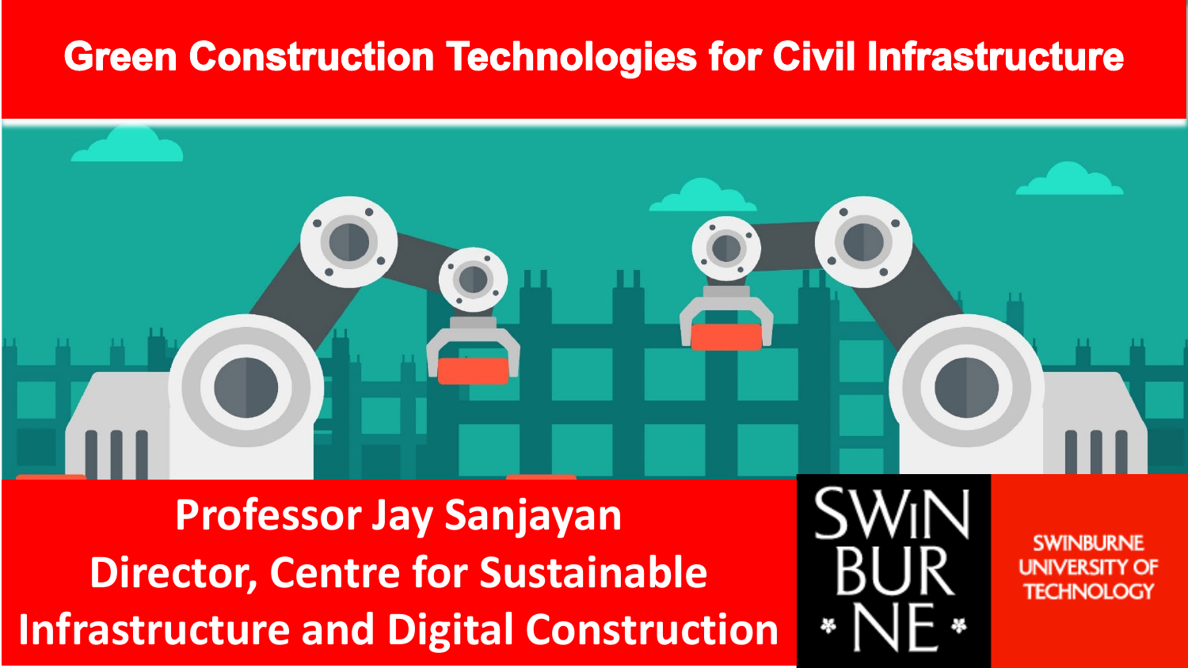# Green Construction Technologies for Civil Infrastructure

**Professor Jay Sanjayan**
**Director, Centre for Sustainable Infrastructure and Digital Construction**

SWINBURNE UNIVERSITY OF TECHNOLOGY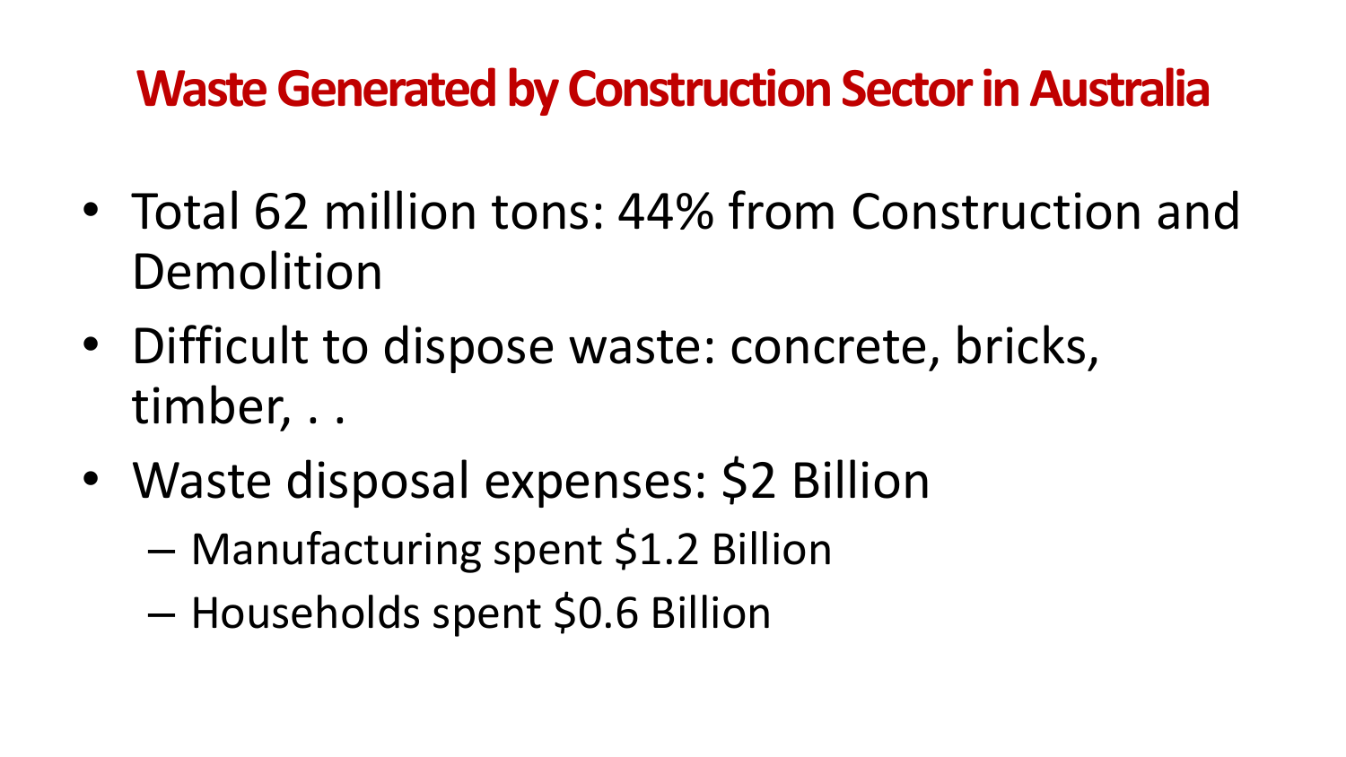# Waste Generated by Construction Sector in Australia

- Total 62 million tons: 44% from Construction and Demolition
- Difficult to dispose waste: concrete, bricks, timber, . .
- Waste disposal expenses: $2 Billion
  - Manufacturing spent $1.2 Billion
  - Households spent $0.6 Billion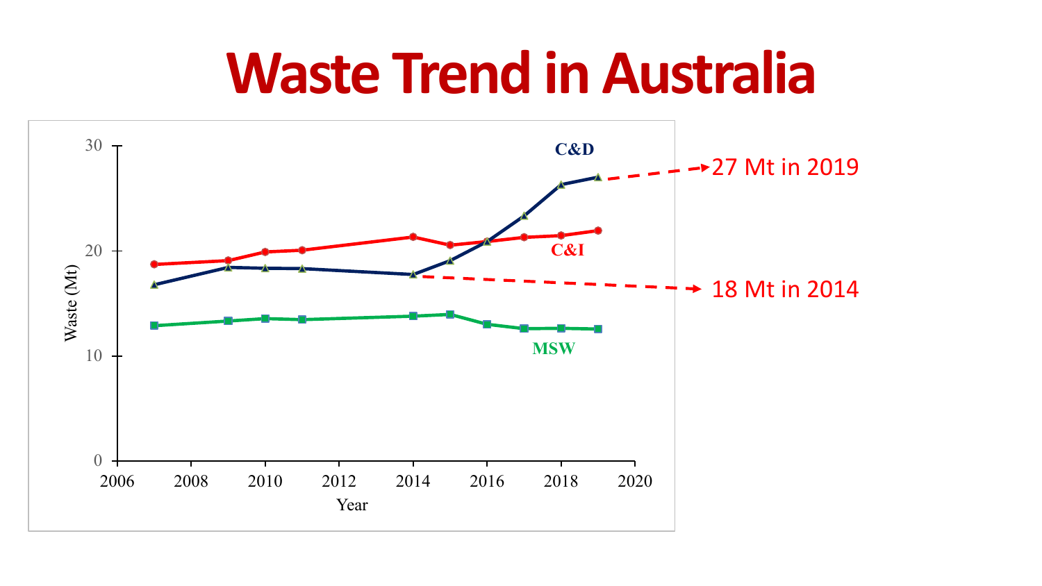# Waste Trend in Australia

27 Mt in 2019

18 Mt in 2014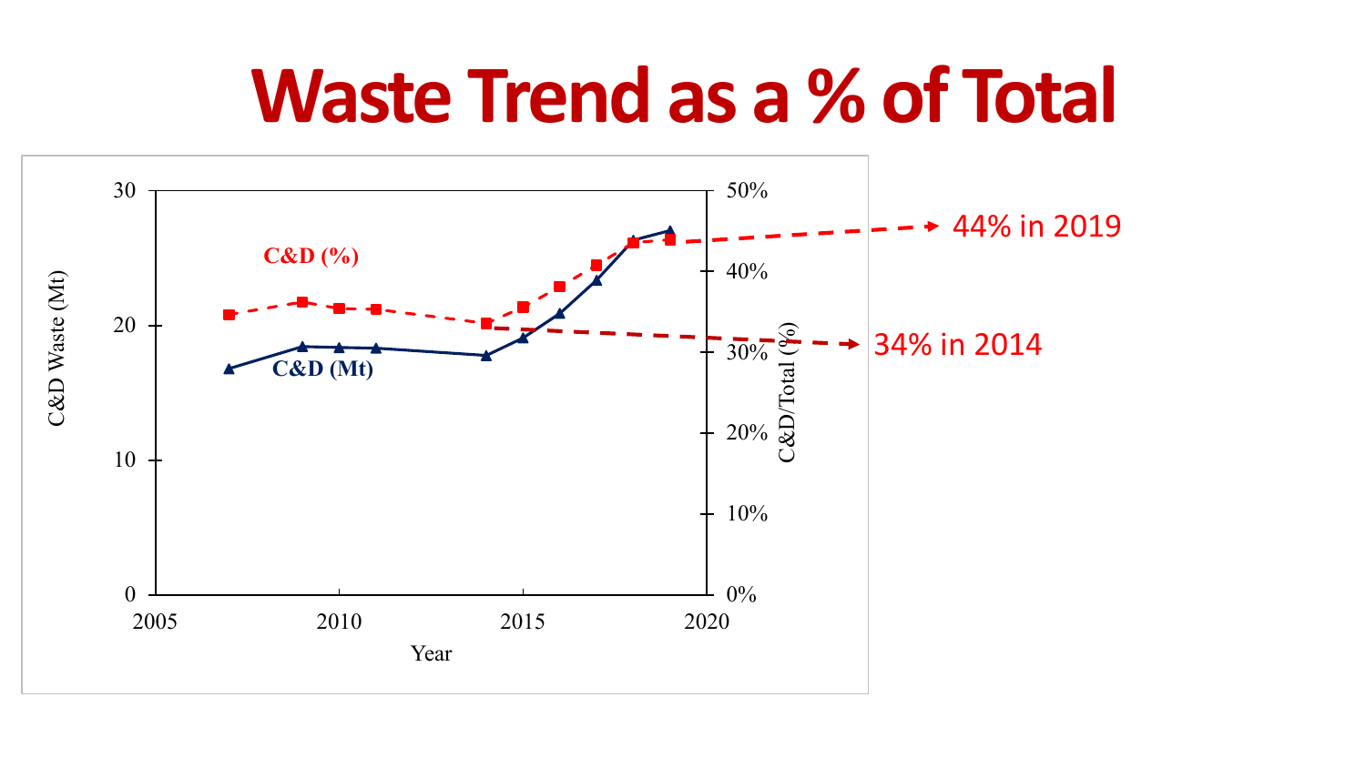# Waste Trend as a % of Total

44% in 2019

34% in 2014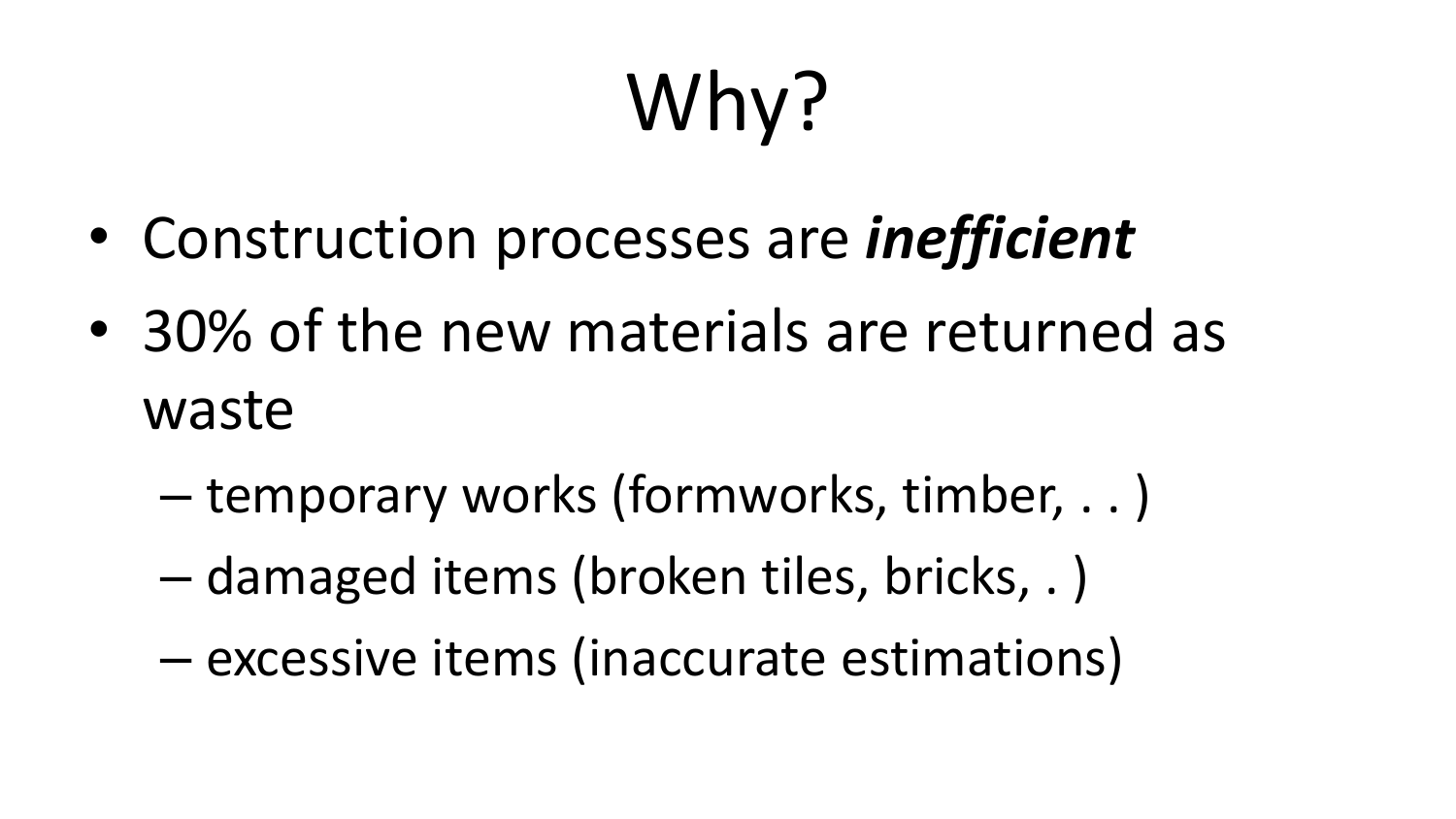# Why?

- Construction processes are ***inefficient***
- 30% of the new materials are returned as waste
  - temporary works (formworks, timber, . . )
  - damaged items (broken tiles, bricks, . )
  - excessive items (inaccurate estimations)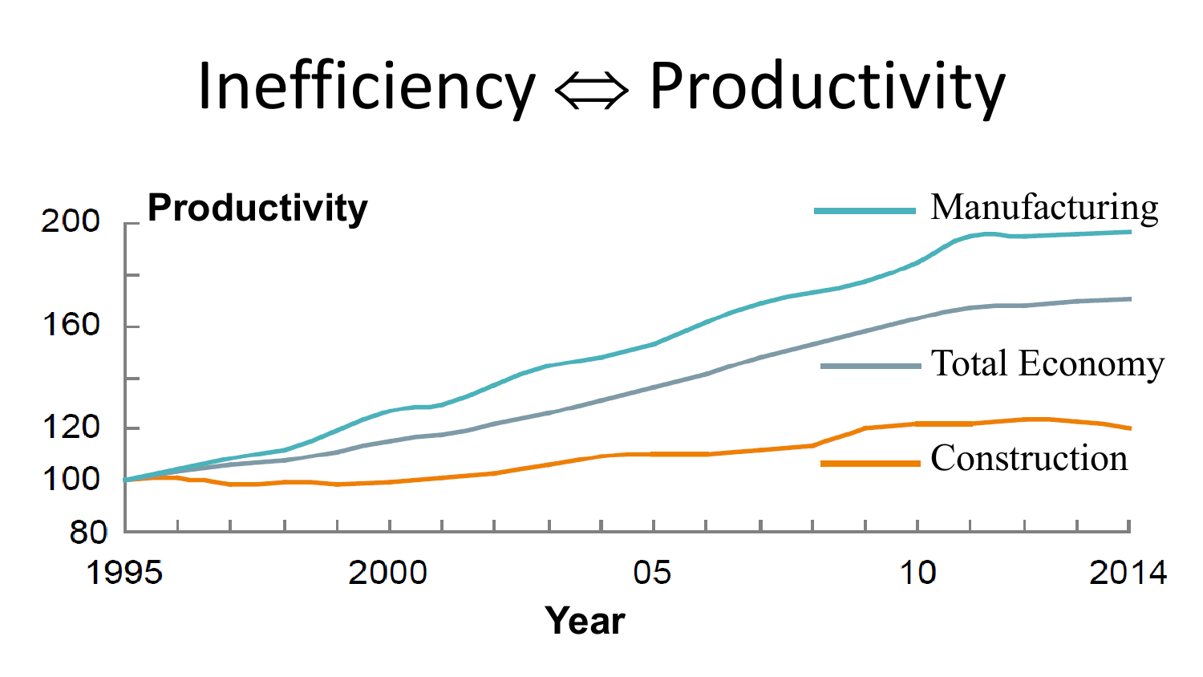# Inefficiency ⇔ Productivity

**Productivity**

200
160
120
100
80

1995 2000 05 10 2014

**Year**

Manufacturing

Total Economy

Construction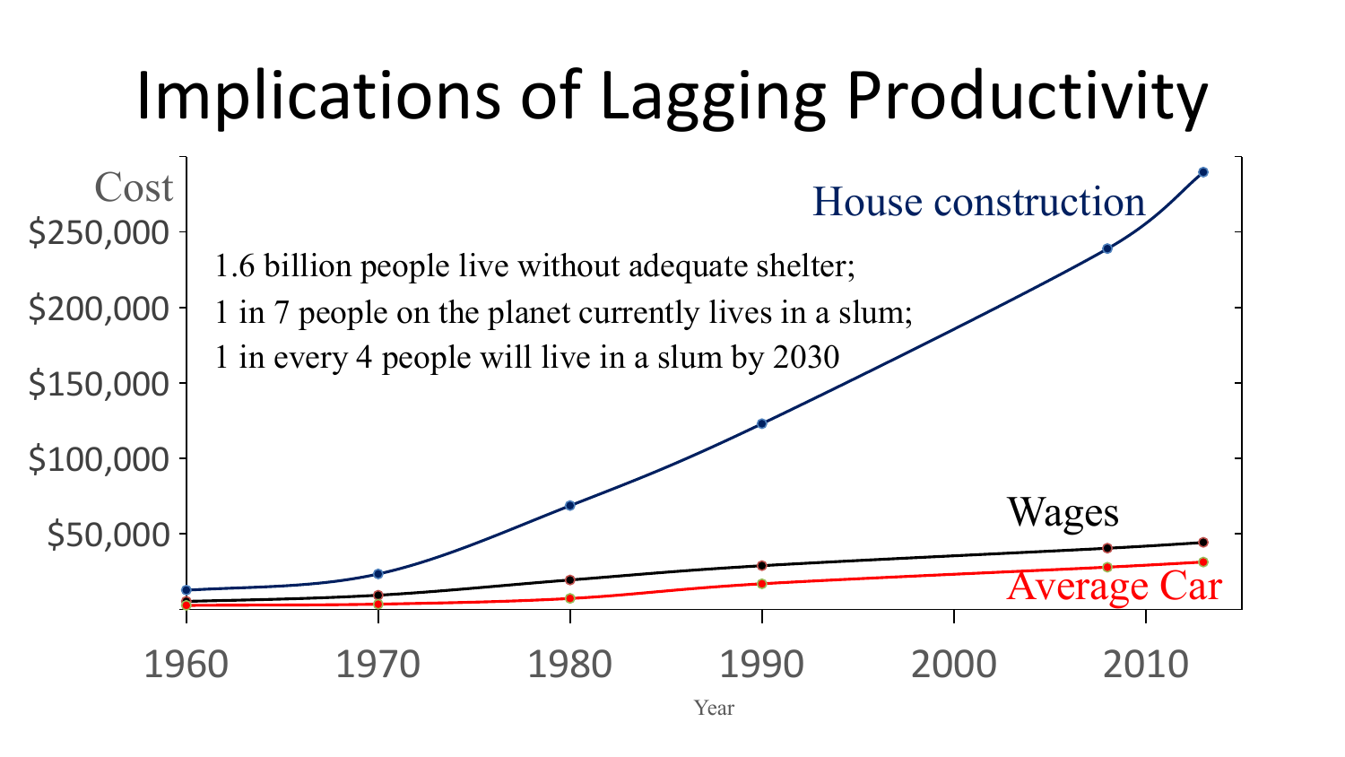# Implications of Lagging Productivity

1.6 billion people live without adequate shelter;

1 in 7 people on the planet currently lives in a slum;

1 in every 4 people will live in a slum by 2030

Cost

$250,000

$200,000

$150,000

$100,000

$50,000

House construction

Wages

Average Car

1960 1970 1980 1990 2000 2010

Year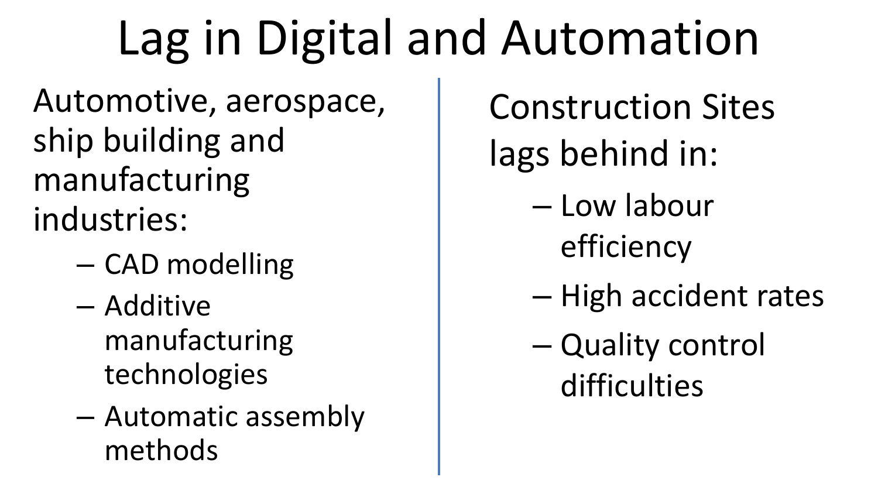# Lag in Digital and Automation

Automotive, aerospace, ship building and manufacturing industries:

- CAD modelling
- Additive manufacturing technologies
- Automatic assembly methods

Construction Sites lags behind in:

- Low labour efficiency
- High accident rates
- Quality control difficulties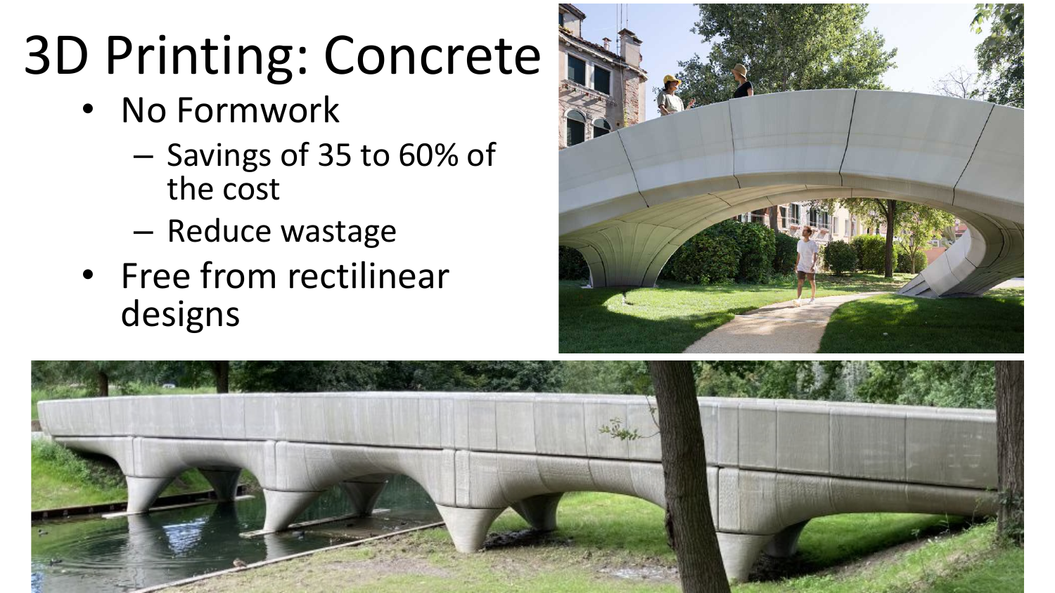# 3D Printing: Concrete

- No Formwork
  - Savings of 35 to 60% of the cost
  - Reduce wastage
- Free from rectilinear designs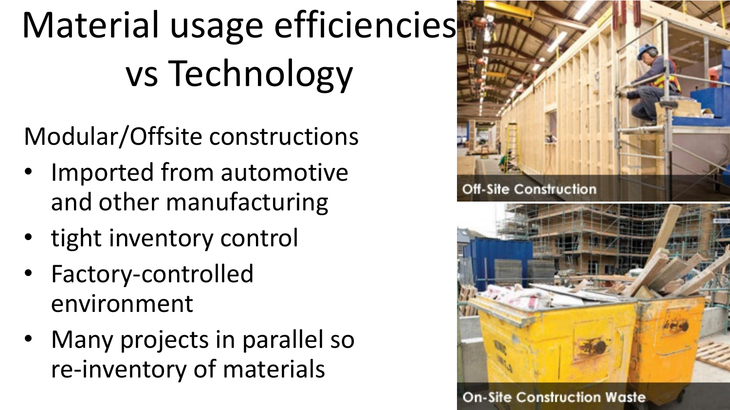# Material usage efficiencies vs Technology

Modular/Offsite constructions

- Imported from automotive and other manufacturing
- tight inventory control
- Factory-controlled environment
- Many projects in parallel so re-inventory of materials

Off-Site Construction

On-Site Construction Waste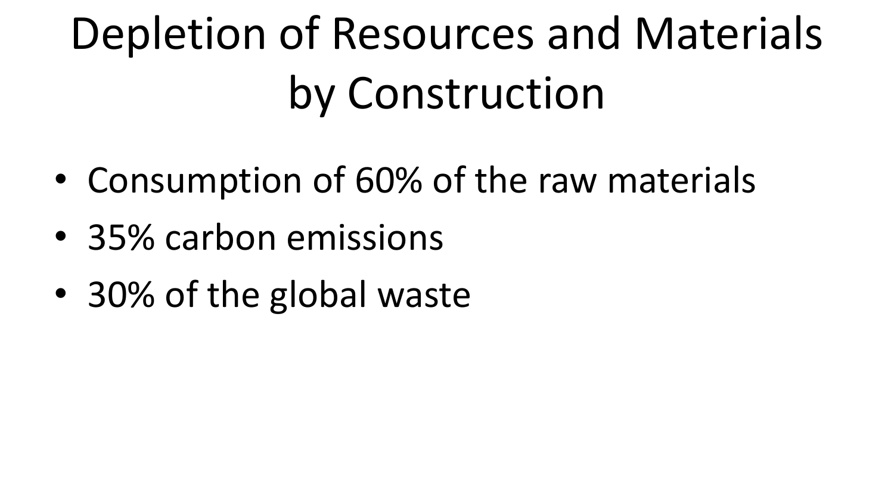# Depletion of Resources and Materials by Construction

- Consumption of 60% of the raw materials
- 35% carbon emissions
- 30% of the global waste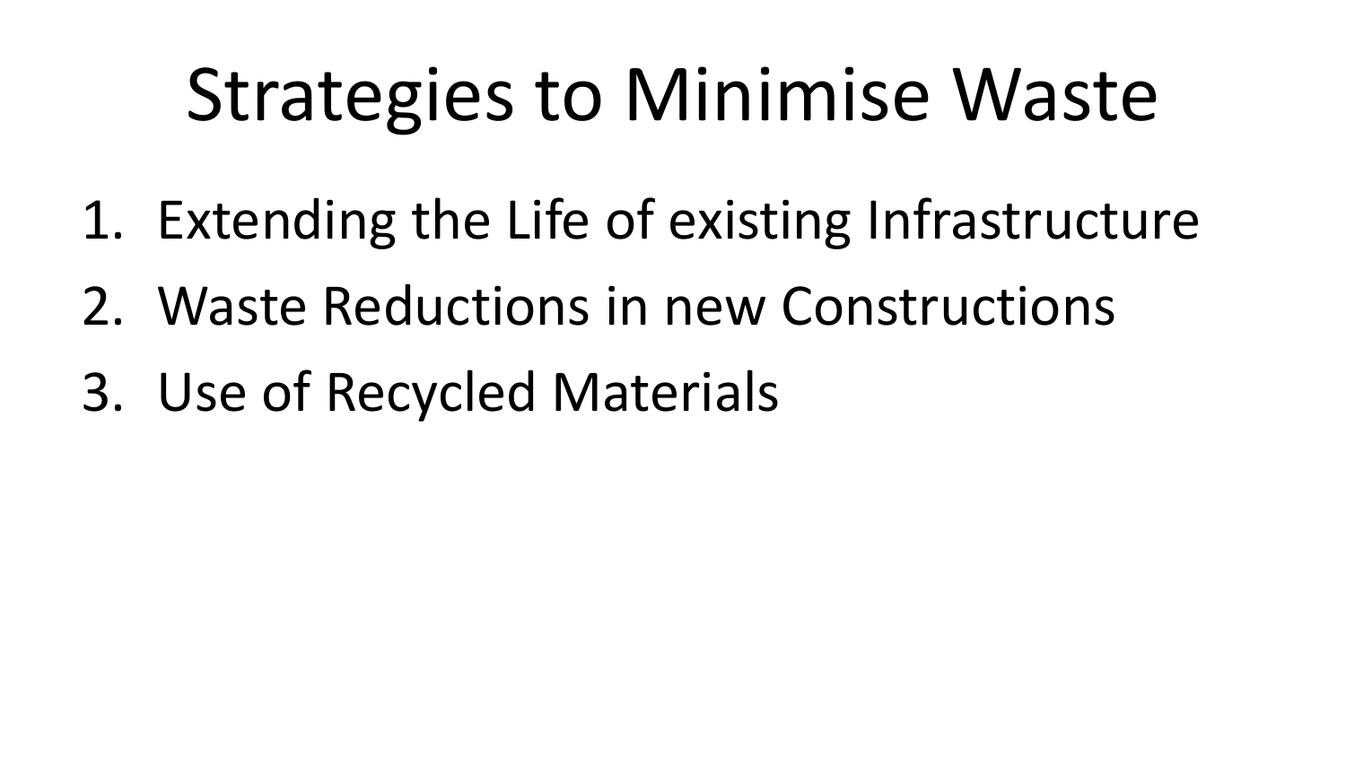# Strategies to Minimise Waste

1. Extending the Life of existing Infrastructure
2. Waste Reductions in new Constructions
3. Use of Recycled Materials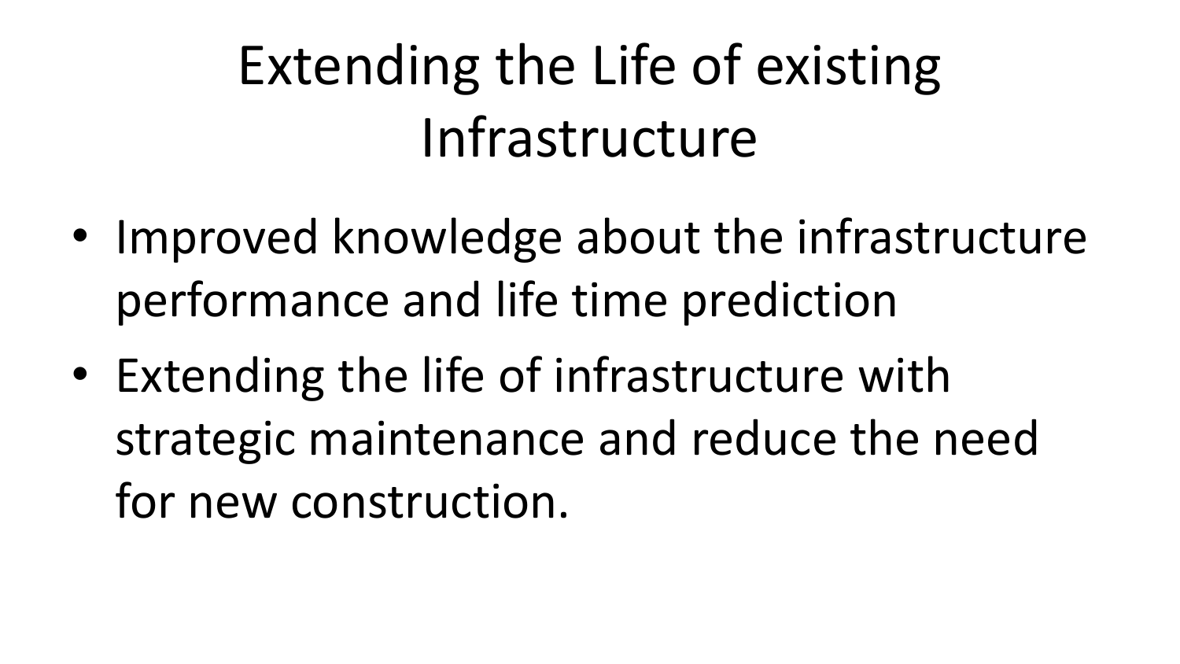# Extending the Life of existing Infrastructure

- Improved knowledge about the infrastructure performance and life time prediction
- Extending the life of infrastructure with strategic maintenance and reduce the need for new construction.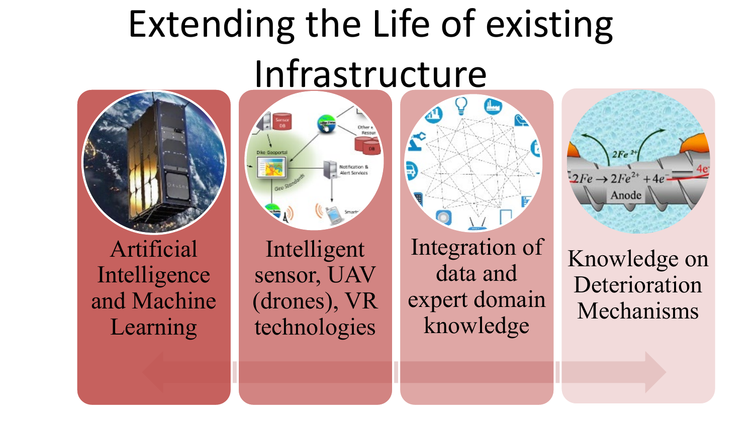# Extending the Life of existing Infrastructure

- Artificial Intelligence and Machine Learning
- Intelligent sensor, UAV (drones), VR technologies
- Integration of data and expert domain knowledge
- Knowledge on Deterioration Mechanisms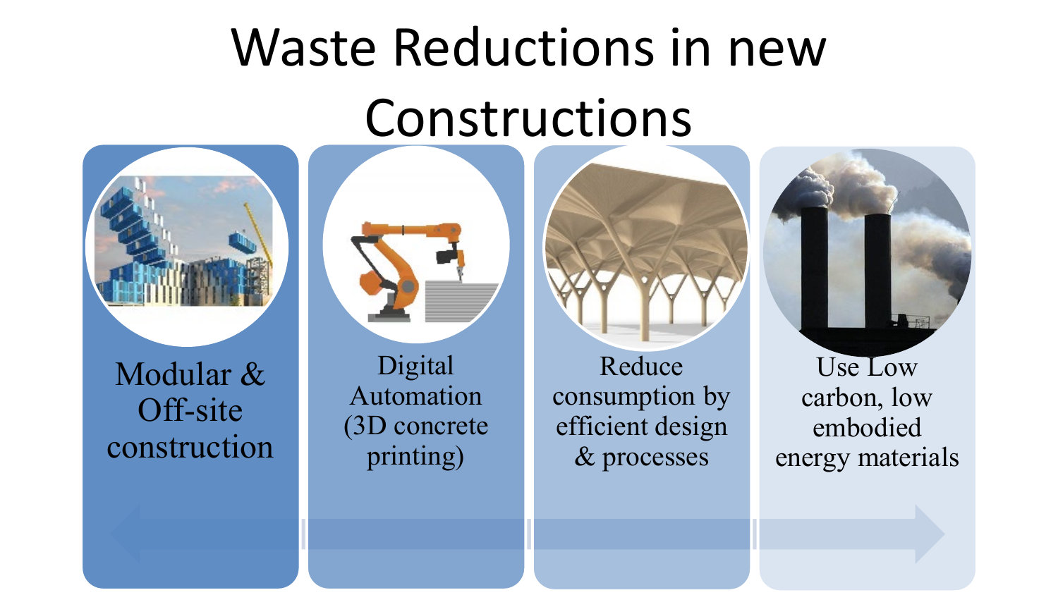# Waste Reductions in new Constructions

- Modular & Off-site construction
- Digital Automation (3D concrete printing)
- Reduce consumption by efficient design & processes
- Use Low carbon, low embodied energy materials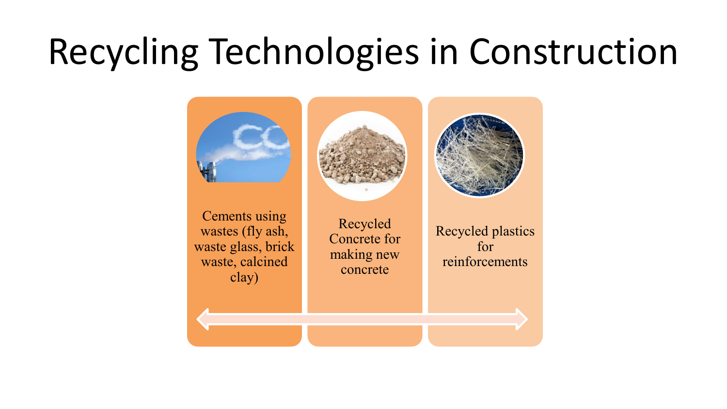# Recycling Technologies in Construction

- Cements using wastes (fly ash, waste glass, brick waste, calcined clay)
- Recycled Concrete for making new concrete
- Recycled plastics for reinforcements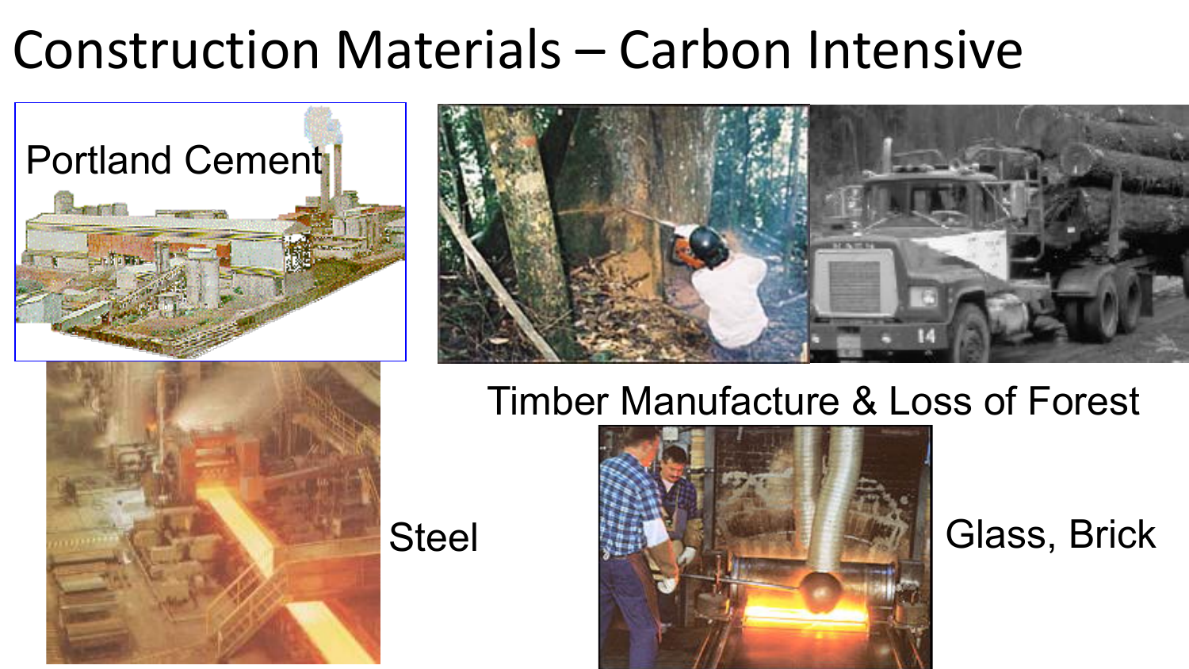# Construction Materials – Carbon Intensive

Portland Cement

Timber Manufacture & Loss of Forest

Steel

Glass, Brick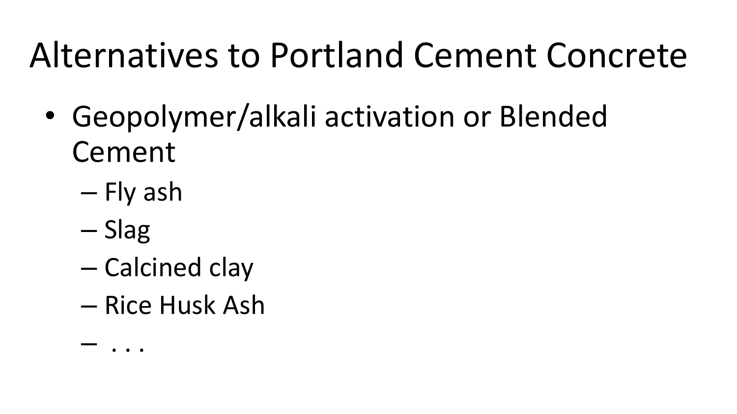# Alternatives to Portland Cement Concrete

- Geopolymer/alkali activation or Blended Cement
  - Fly ash
  - Slag
  - Calcined clay
  - Rice Husk Ash
  - . . .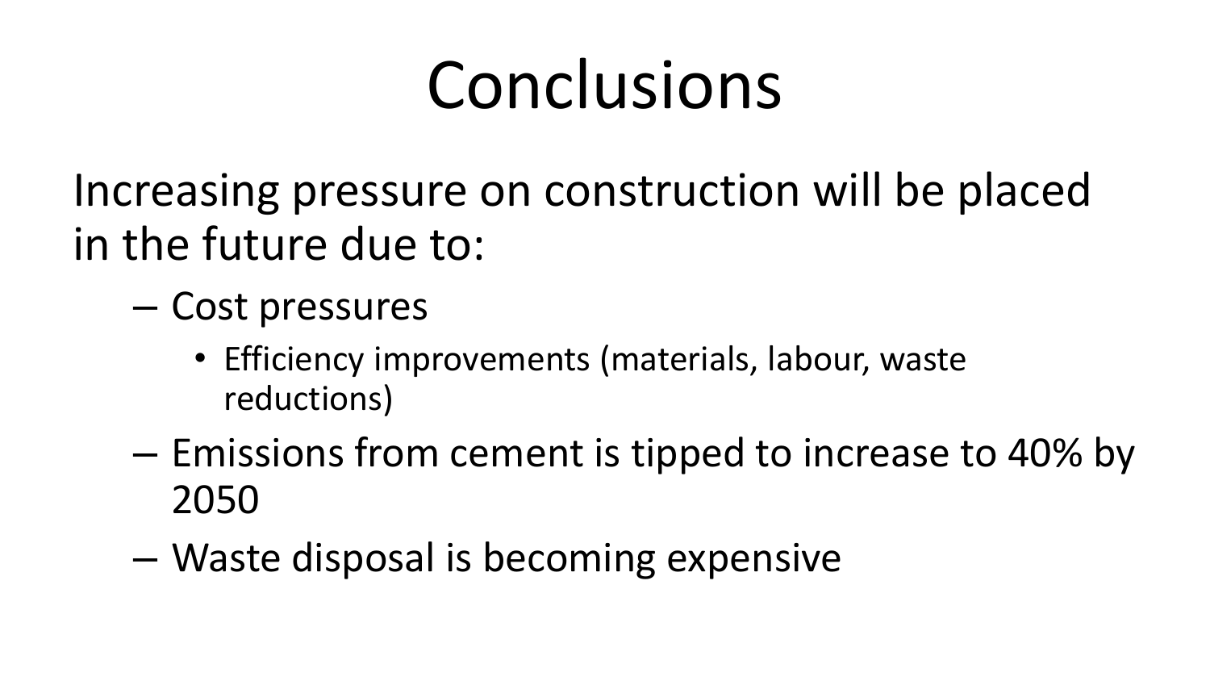# Conclusions

Increasing pressure on construction will be placed in the future due to:

- Cost pressures
  - Efficiency improvements (materials, labour, waste reductions)
- Emissions from cement is tipped to increase to 40% by 2050
- Waste disposal is becoming expensive